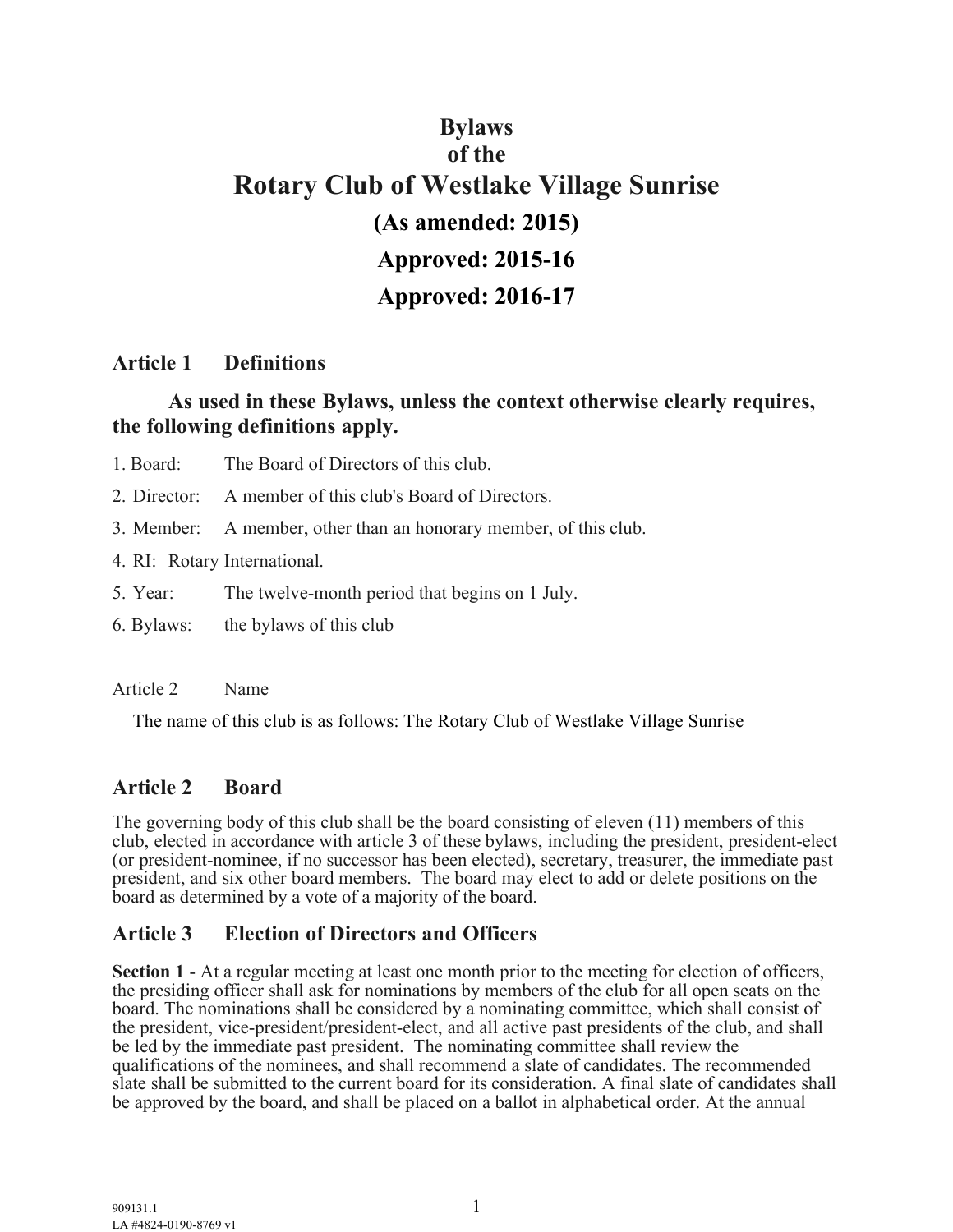# Bylaws
# of the
# Rotary Club of Westlake Village Sunrise

## (As amended: 2015)

## Approved: 2015-16

## Approved: 2016-17

## Article 1 Definitions

**As used in these Bylaws, unless the context otherwise clearly requires, the following definitions apply.**

1. Board: The Board of Directors of this club.
2. Director: A member of this club's Board of Directors.
3. Member: A member, other than an honorary member, of this club.
4. RI: Rotary International.
5. Year: The twelve-month period that begins on 1 July.
6. Bylaws: the bylaws of this club

Article 2 Name

The name of this club is as follows: The Rotary Club of Westlake Village Sunrise

## Article 2 Board

The governing body of this club shall be the board consisting of eleven (11) members of this club, elected in accordance with article 3 of these bylaws, including the president, president-elect (or president-nominee, if no successor has been elected), secretary, treasurer, the immediate past president, and six other board members. The board may elect to add or delete positions on the board as determined by a vote of a majority of the board.

## Article 3 Election of Directors and Officers

**Section 1** - At a regular meeting at least one month prior to the meeting for election of officers, the presiding officer shall ask for nominations by members of the club for all open seats on the board. The nominations shall be considered by a nominating committee, which shall consist of the president, vice-president/president-elect, and all active past presidents of the club, and shall be led by the immediate past president. The nominating committee shall review the qualifications of the nominees, and shall recommend a slate of candidates. The recommended slate shall be submitted to the current board for its consideration. A final slate of candidates shall be approved by the board, and shall be placed on a ballot in alphabetical order. At the annual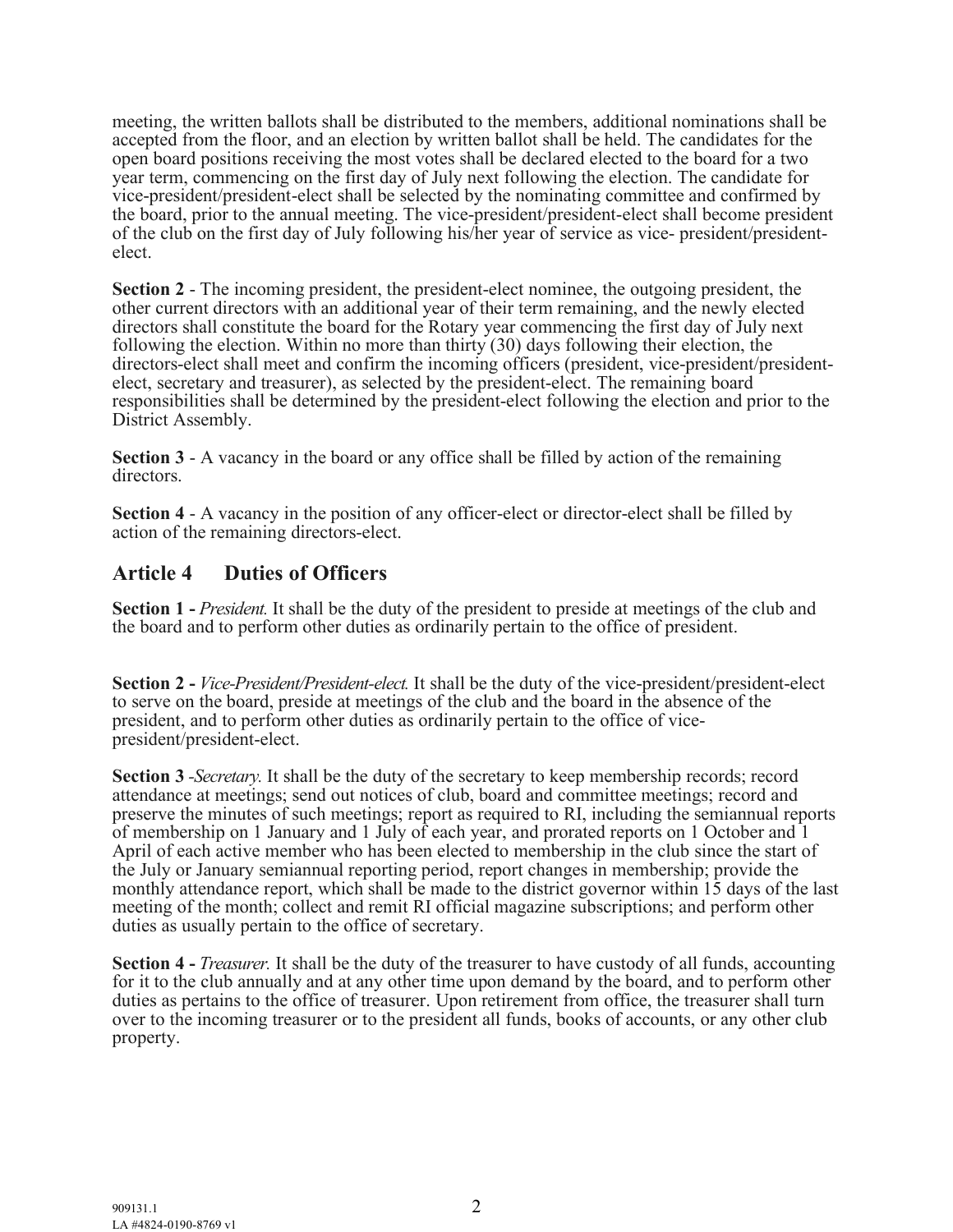meeting, the written ballots shall be distributed to the members, additional nominations shall be accepted from the floor, and an election by written ballot shall be held. The candidates for the open board positions receiving the most votes shall be declared elected to the board for a two year term, commencing on the first day of July next following the election. The candidate for vice-president/president-elect shall be selected by the nominating committee and confirmed by the board, prior to the annual meeting. The vice-president/president-elect shall become president of the club on the first day of July following his/her year of service as vice- president/president-elect.

**Section 2** - The incoming president, the president-elect nominee, the outgoing president, the other current directors with an additional year of their term remaining, and the newly elected directors shall constitute the board for the Rotary year commencing the first day of July next following the election. Within no more than thirty (30) days following their election, the directors-elect shall meet and confirm the incoming officers (president, vice-president/president-elect, secretary and treasurer), as selected by the president-elect. The remaining board responsibilities shall be determined by the president-elect following the election and prior to the District Assembly.

**Section 3** - A vacancy in the board or any office shall be filled by action of the remaining directors.

**Section 4** - A vacancy in the position of any officer-elect or director-elect shall be filled by action of the remaining directors-elect.

## Article 4 Duties of Officers

**Section 1 -** *President.* It shall be the duty of the president to preside at meetings of the club and the board and to perform other duties as ordinarily pertain to the office of president.

**Section 2 -** *Vice-President/President-elect.* It shall be the duty of the vice-president/president-elect to serve on the board, preside at meetings of the club and the board in the absence of the president, and to perform other duties as ordinarily pertain to the office of vice-president/president-elect.

**Section 3** -*Secretary.* It shall be the duty of the secretary to keep membership records; record attendance at meetings; send out notices of club, board and committee meetings; record and preserve the minutes of such meetings; report as required to RI, including the semiannual reports of membership on 1 January and 1 July of each year, and prorated reports on 1 October and 1 April of each active member who has been elected to membership in the club since the start of the July or January semiannual reporting period, report changes in membership; provide the monthly attendance report, which shall be made to the district governor within 15 days of the last meeting of the month; collect and remit RI official magazine subscriptions; and perform other duties as usually pertain to the office of secretary.

**Section 4 -** *Treasurer.* It shall be the duty of the treasurer to have custody of all funds, accounting for it to the club annually and at any other time upon demand by the board, and to perform other duties as pertains to the office of treasurer. Upon retirement from office, the treasurer shall turn over to the incoming treasurer or to the president all funds, books of accounts, or any other club property.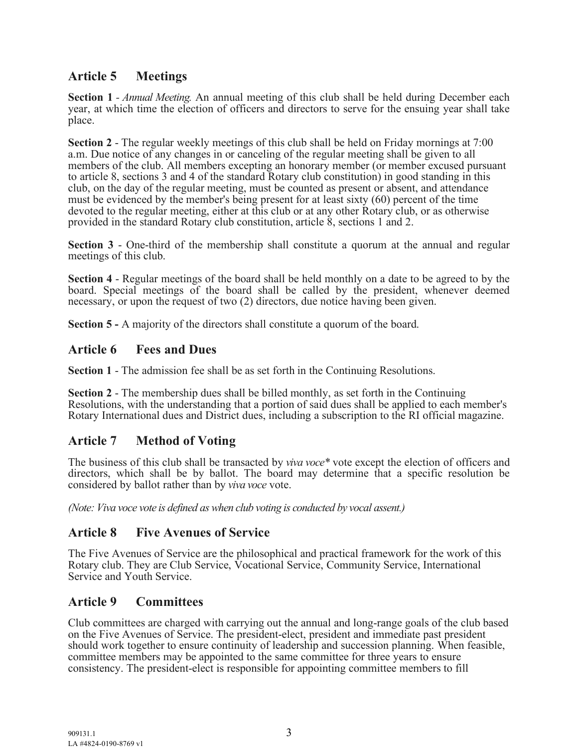## Article 5 Meetings

**Section 1** - *Annual Meeting.* An annual meeting of this club shall be held during December each year, at which time the election of officers and directors to serve for the ensuing year shall take place.

**Section 2** - The regular weekly meetings of this club shall be held on Friday mornings at 7:00 a.m. Due notice of any changes in or canceling of the regular meeting shall be given to all members of the club. All members excepting an honorary member (or member excused pursuant to article 8, sections 3 and 4 of the standard Rotary club constitution) in good standing in this club, on the day of the regular meeting, must be counted as present or absent, and attendance must be evidenced by the member's being present for at least sixty (60) percent of the time devoted to the regular meeting, either at this club or at any other Rotary club, or as otherwise provided in the standard Rotary club constitution, article 8, sections 1 and 2.

**Section 3** - One-third of the membership shall constitute a quorum at the annual and regular meetings of this club.

**Section 4** - Regular meetings of the board shall be held monthly on a date to be agreed to by the board. Special meetings of the board shall be called by the president, whenever deemed necessary, or upon the request of two (2) directors, due notice having been given.

**Section 5 -** A majority of the directors shall constitute a quorum of the board.

## Article 6 Fees and Dues

**Section 1** - The admission fee shall be as set forth in the Continuing Resolutions.

**Section 2** - The membership dues shall be billed monthly, as set forth in the Continuing Resolutions, with the understanding that a portion of said dues shall be applied to each member's Rotary International dues and District dues, including a subscription to the RI official magazine.

## Article 7 Method of Voting

The business of this club shall be transacted by *viva voce** vote except the election of officers and directors, which shall be by ballot. The board may determine that a specific resolution be considered by ballot rather than by *viva voce* vote.

*(Note: Viva voce vote is defined as when club voting is conducted by vocal assent.)*

## Article 8 Five Avenues of Service

The Five Avenues of Service are the philosophical and practical framework for the work of this Rotary club. They are Club Service, Vocational Service, Community Service, International Service and Youth Service.

## Article 9 Committees

Club committees are charged with carrying out the annual and long-range goals of the club based on the Five Avenues of Service. The president-elect, president and immediate past president should work together to ensure continuity of leadership and succession planning. When feasible, committee members may be appointed to the same committee for three years to ensure consistency. The president-elect is responsible for appointing committee members to fill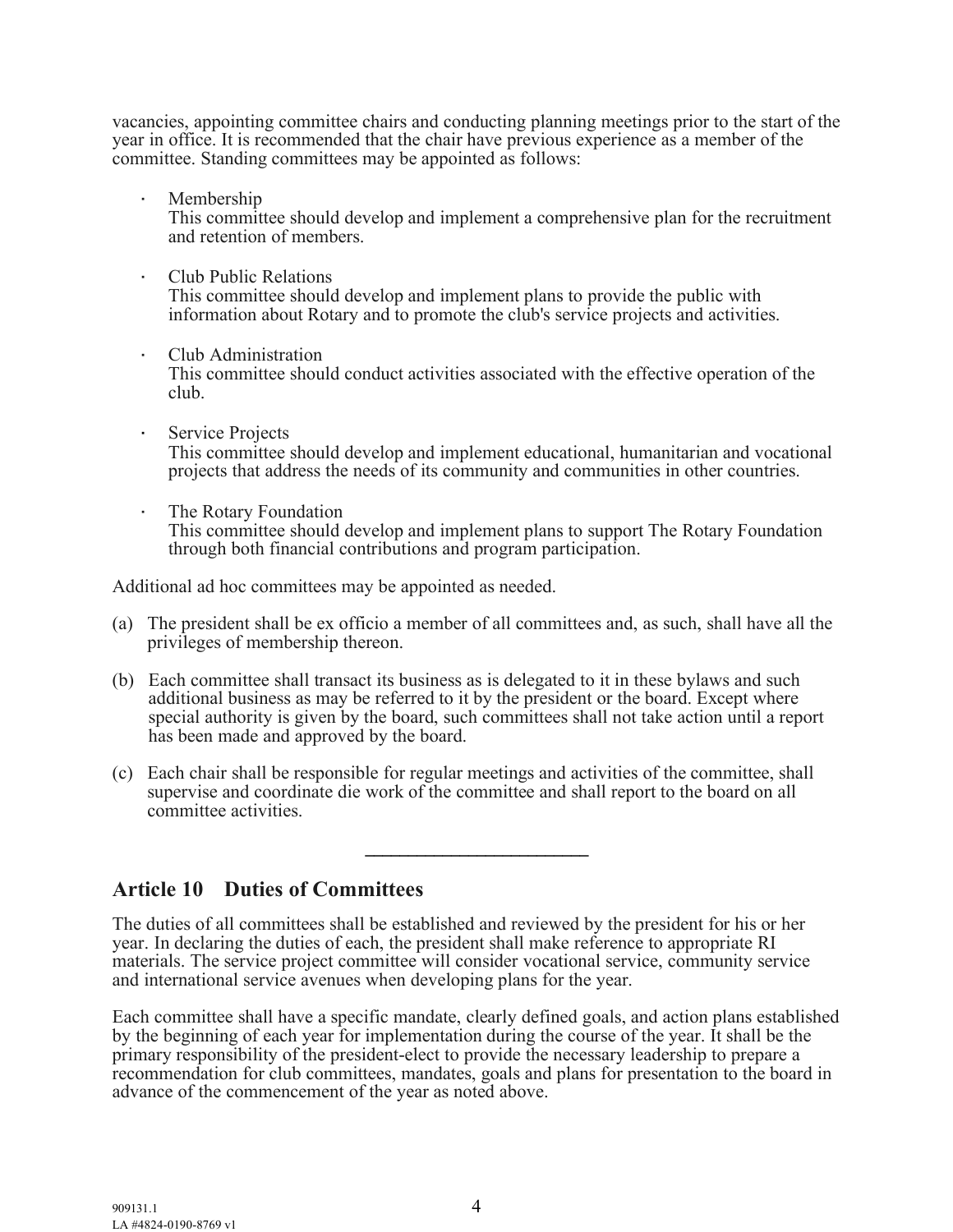vacancies, appointing committee chairs and conducting planning meetings prior to the start of the year in office. It is recommended that the chair have previous experience as a member of the committee. Standing committees may be appointed as follows:

- Membership
  This committee should develop and implement a comprehensive plan for the recruitment and retention of members.

- Club Public Relations
  This committee should develop and implement plans to provide the public with information about Rotary and to promote the club's service projects and activities.

- Club Administration
  This committee should conduct activities associated with the effective operation of the club.

- Service Projects
  This committee should develop and implement educational, humanitarian and vocational projects that address the needs of its community and communities in other countries.

- The Rotary Foundation
  This committee should develop and implement plans to support The Rotary Foundation through both financial contributions and program participation.

Additional ad hoc committees may be appointed as needed.

(a) The president shall be ex officio a member of all committees and, as such, shall have all the privileges of membership thereon.

(b) Each committee shall transact its business as is delegated to it in these bylaws and such additional business as may be referred to it by the president or the board. Except where special authority is given by the board, such committees shall not take action until a report has been made and approved by the board.

(c) Each chair shall be responsible for regular meetings and activities of the committee, shall supervise and coordinate die work of the committee and shall report to the board on all committee activities.

---

## Article 10 Duties of Committees

The duties of all committees shall be established and reviewed by the president for his or her year. In declaring the duties of each, the president shall make reference to appropriate RI materials. The service project committee will consider vocational service, community service and international service avenues when developing plans for the year.

Each committee shall have a specific mandate, clearly defined goals, and action plans established by the beginning of each year for implementation during the course of the year. It shall be the primary responsibility of the president-elect to provide the necessary leadership to prepare a recommendation for club committees, mandates, goals and plans for presentation to the board in advance of the commencement of the year as noted above.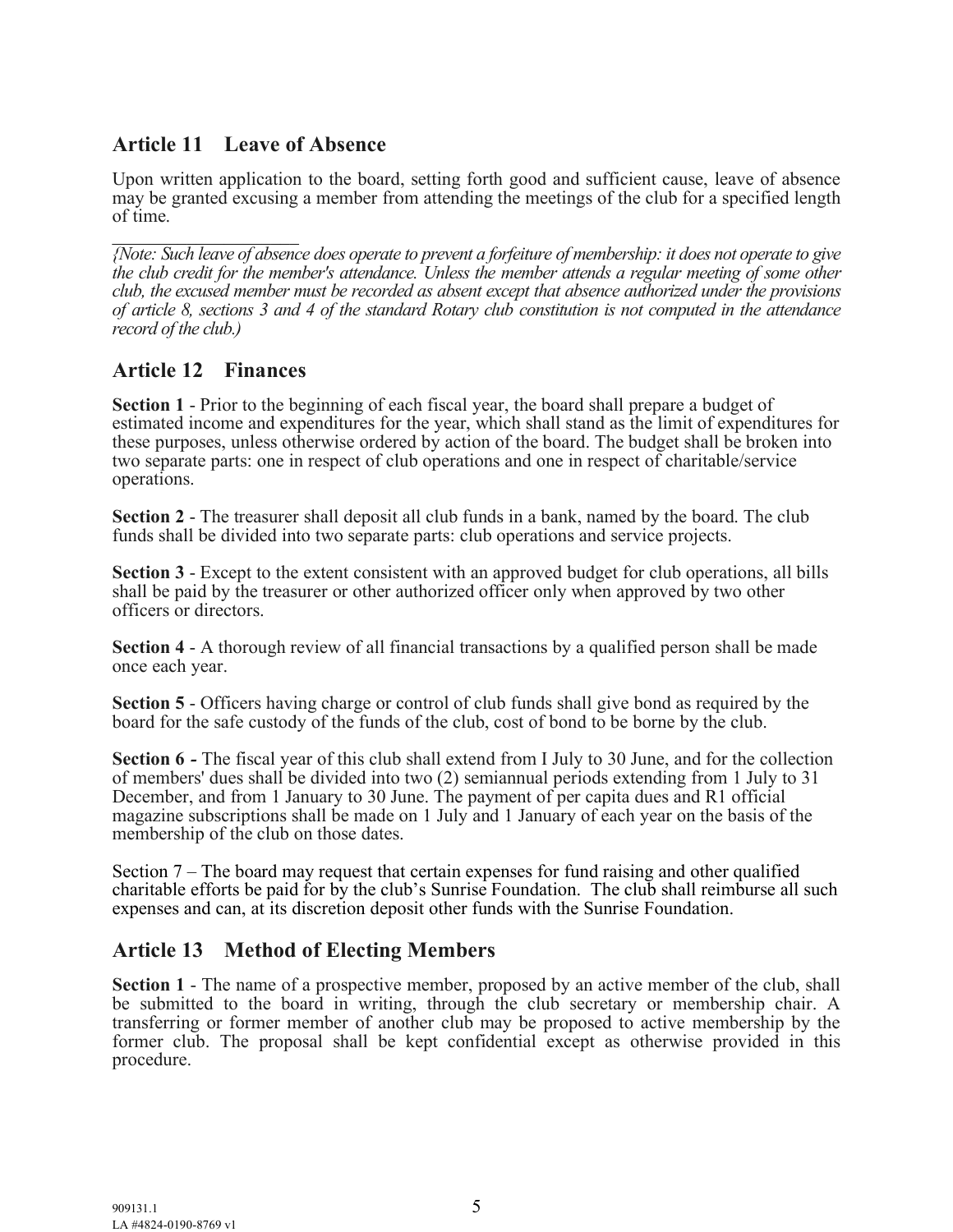## Article 11 Leave of Absence

Upon written application to the board, setting forth good and sufficient cause, leave of absence may be granted excusing a member from attending the meetings of the club for a specified length of time.

*{Note: Such leave of absence does operate to prevent a forfeiture of membership: it does not operate to give the club credit for the member's attendance. Unless the member attends a regular meeting of some other club, the excused member must be recorded as absent except that absence authorized under the provisions of article 8, sections 3 and 4 of the standard Rotary club constitution is not computed in the attendance record of the club.)*

## Article 12 Finances

**Section 1** - Prior to the beginning of each fiscal year, the board shall prepare a budget of estimated income and expenditures for the year, which shall stand as the limit of expenditures for these purposes, unless otherwise ordered by action of the board. The budget shall be broken into two separate parts: one in respect of club operations and one in respect of charitable/service operations.

**Section 2** - The treasurer shall deposit all club funds in a bank, named by the board. The club funds shall be divided into two separate parts: club operations and service projects.

**Section 3** - Except to the extent consistent with an approved budget for club operations, all bills shall be paid by the treasurer or other authorized officer only when approved by two other officers or directors.

**Section 4** - A thorough review of all financial transactions by a qualified person shall be made once each year.

**Section 5** - Officers having charge or control of club funds shall give bond as required by the board for the safe custody of the funds of the club, cost of bond to be borne by the club.

**Section 6 -** The fiscal year of this club shall extend from I July to 30 June, and for the collection of members' dues shall be divided into two (2) semiannual periods extending from 1 July to 31 December, and from 1 January to 30 June. The payment of per capita dues and R1 official magazine subscriptions shall be made on 1 July and 1 January of each year on the basis of the membership of the club on those dates.

Section 7 – The board may request that certain expenses for fund raising and other qualified charitable efforts be paid for by the club's Sunrise Foundation. The club shall reimburse all such expenses and can, at its discretion deposit other funds with the Sunrise Foundation.

## Article 13 Method of Electing Members

**Section 1** - The name of a prospective member, proposed by an active member of the club, shall be submitted to the board in writing, through the club secretary or membership chair. A transferring or former member of another club may be proposed to active membership by the former club. The proposal shall be kept confidential except as otherwise provided in this procedure.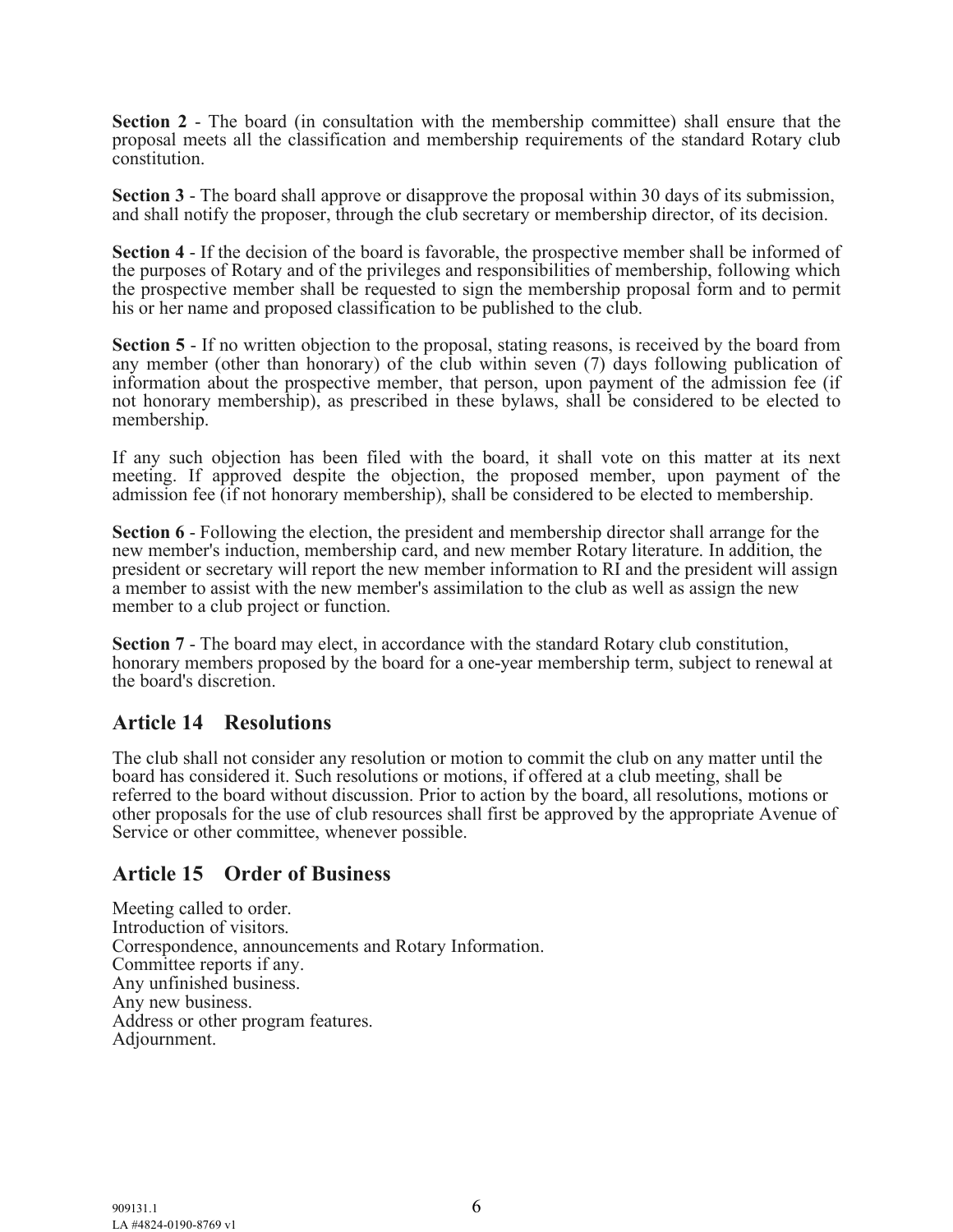**Section 2** - The board (in consultation with the membership committee) shall ensure that the proposal meets all the classification and membership requirements of the standard Rotary club constitution.

**Section 3** - The board shall approve or disapprove the proposal within 30 days of its submission, and shall notify the proposer, through the club secretary or membership director, of its decision.

**Section 4** - If the decision of the board is favorable, the prospective member shall be informed of the purposes of Rotary and of the privileges and responsibilities of membership, following which the prospective member shall be requested to sign the membership proposal form and to permit his or her name and proposed classification to be published to the club.

**Section 5** - If no written objection to the proposal, stating reasons, is received by the board from any member (other than honorary) of the club within seven (7) days following publication of information about the prospective member, that person, upon payment of the admission fee (if not honorary membership), as prescribed in these bylaws, shall be considered to be elected to membership.

If any such objection has been filed with the board, it shall vote on this matter at its next meeting. If approved despite the objection, the proposed member, upon payment of the admission fee (if not honorary membership), shall be considered to be elected to membership.

**Section 6** - Following the election, the president and membership director shall arrange for the new member's induction, membership card, and new member Rotary literature. In addition, the president or secretary will report the new member information to RI and the president will assign a member to assist with the new member's assimilation to the club as well as assign the new member to a club project or function.

**Section 7** - The board may elect, in accordance with the standard Rotary club constitution, honorary members proposed by the board for a one-year membership term, subject to renewal at the board's discretion.

## Article 14 Resolutions

The club shall not consider any resolution or motion to commit the club on any matter until the board has considered it. Such resolutions or motions, if offered at a club meeting, shall be referred to the board without discussion. Prior to action by the board, all resolutions, motions or other proposals for the use of club resources shall first be approved by the appropriate Avenue of Service or other committee, whenever possible.

## Article 15 Order of Business

Meeting called to order.
Introduction of visitors.
Correspondence, announcements and Rotary Information.
Committee reports if any.
Any unfinished business.
Any new business.
Address or other program features.
Adjournment.

909131.1
LA #4824-0190-8769 v1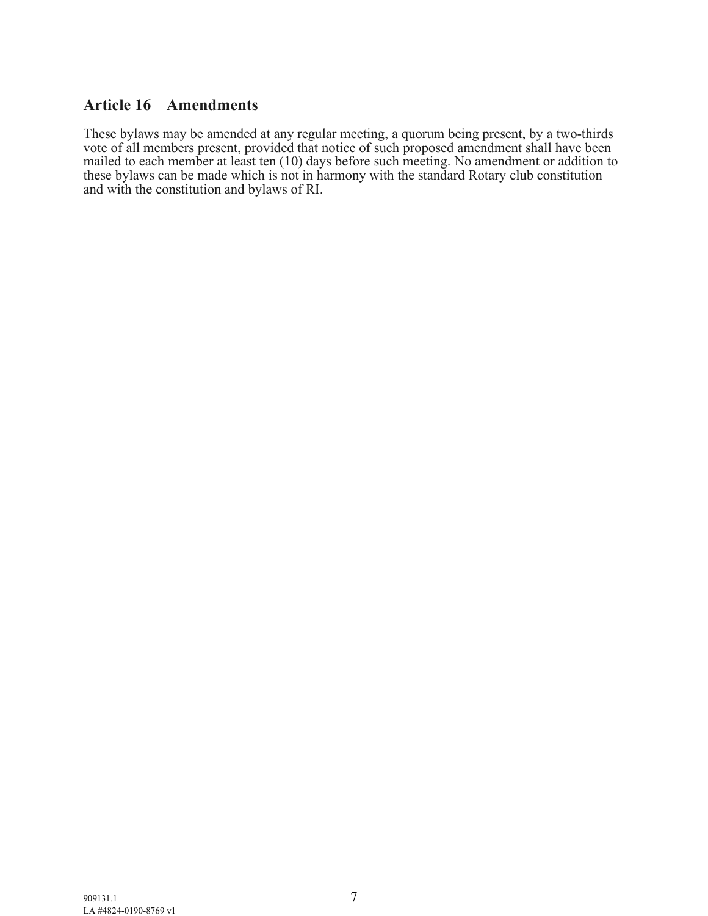## Article 16 Amendments

These bylaws may be amended at any regular meeting, a quorum being present, by a two-thirds vote of all members present, provided that notice of such proposed amendment shall have been mailed to each member at least ten (10) days before such meeting. No amendment or addition to these bylaws can be made which is not in harmony with the standard Rotary club constitution and with the constitution and bylaws of RI.